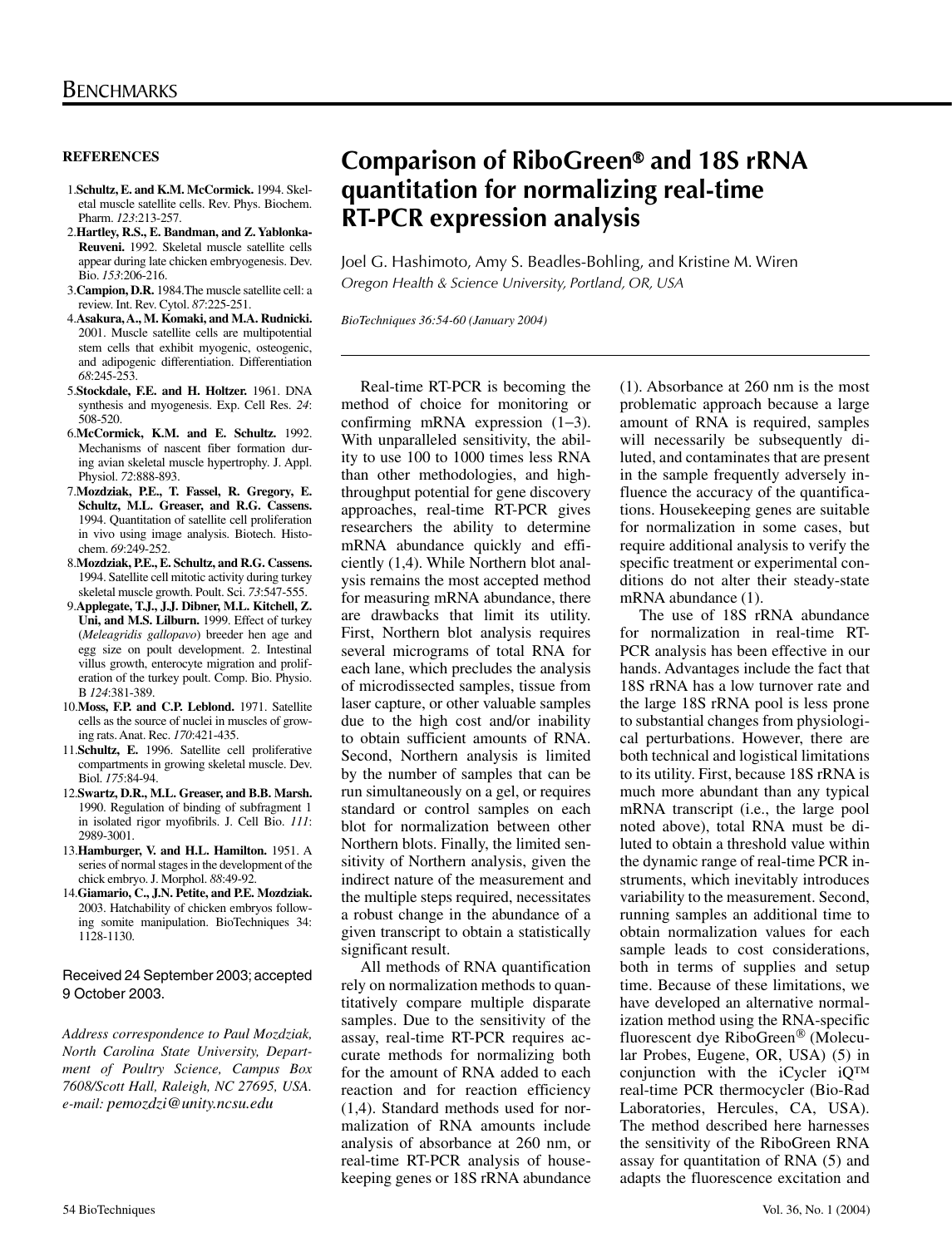## REFERENCES

1. **Schultz, E. and K.M. McCormick.** 1994. Skeletal muscle satellite cells. Rev. Phys. Biochem. Pharm. *123*:213-257.
2. **Hartley, R.S., E. Bandman, and Z. Yablonka-Reuveni.** 1992. Skeletal muscle satellite cells appear during late chicken embryogenesis. Dev. Bio. *153*:206-216.
3. **Campion, D.R.** 1984.The muscle satellite cell: a review. Int. Rev. Cytol. *87*:225-251.
4. **Asakura, A., M. Komaki, and M.A. Rudnicki.** 2001. Muscle satellite cells are multipotential stem cells that exhibit myogenic, osteogenic, and adipogenic differentiation. Differentiation *68*:245-253.
5. **Stockdale, F.E. and H. Holtzer.** 1961. DNA synthesis and myogenesis. Exp. Cell Res. *24*: 508-520.
6. **McCormick, K.M. and E. Schultz.** 1992. Mechanisms of nascent fiber formation during avian skeletal muscle hypertrophy. J. Appl. Physiol. *72*:888-893.
7. **Mozdziak, P.E., T. Fassel, R. Gregory, E. Schultz, M.L. Greaser, and R.G. Cassens.** 1994. Quantitation of satellite cell proliferation in vivo using image analysis. Biotech. Histochem. *69*:249-252.
8. **Mozdziak, P.E., E. Schultz, and R.G. Cassens.** 1994. Satellite cell mitotic activity during turkey skeletal muscle growth. Poult. Sci. *73*:547-555.
9. **Applegate, T.J., J.J. Dibner, M.L. Kitchell, Z. Uni, and M.S. Lilburn.** 1999. Effect of turkey (*Meleagridis gallopavo*) breeder hen age and egg size on poult development. 2. Intestinal villus growth, enterocyte migration and proliferation of the turkey poult. Comp. Bio. Physio. B *124*:381-389.
10. **Moss, F.P. and C.P. Leblond.** 1971. Satellite cells as the source of nuclei in muscles of growing rats. Anat. Rec. *170*:421-435.
11. **Schultz, E.** 1996. Satellite cell proliferative compartments in growing skeletal muscle. Dev. Biol. *175*:84-94.
12. **Swartz, D.R., M.L. Greaser, and B.B. Marsh.** 1990. Regulation of binding of subfragment 1 in isolated rigor myofibrils. J. Cell Bio. *111*: 2989-3001.
13. **Hamburger, V. and H.L. Hamilton.** 1951. A series of normal stages in the development of the chick embryo. J. Morphol. *88*:49-92.
14. **Giamario, C., J.N. Petite, and P.E. Mozdziak.** 2003. Hatchability of chicken embryos following somite manipulation. BioTechniques 34: 1128-1130.

Received 24 September 2003; accepted 9 October 2003.

*Address correspondence to Paul Mozdziak, North Carolina State University, Department of Poultry Science, Campus Box 7608/Scott Hall, Raleigh, NC 27695, USA. e-mail: pemozdzi@unity.ncsu.edu*

# Comparison of RiboGreen® and 18S rRNA quantitation for normalizing real-time RT-PCR expression analysis

Joel G. Hashimoto, Amy S. Beadles-Bohling, and Kristine M. Wiren

*Oregon Health & Science University, Portland, OR, USA*

*BioTechniques 36:54-60 (January 2004)*

Real-time RT-PCR is becoming the method of choice for monitoring or confirming mRNA expression (1–3). With unparalleled sensitivity, the ability to use 100 to 1000 times less RNA than other methodologies, and high-throughput potential for gene discovery approaches, real-time RT-PCR gives researchers the ability to determine mRNA abundance quickly and efficiently (1,4). While Northern blot analysis remains the most accepted method for measuring mRNA abundance, there are drawbacks that limit its utility. First, Northern blot analysis requires several micrograms of total RNA for each lane, which precludes the analysis of microdissected samples, tissue from laser capture, or other valuable samples due to the high cost and/or inability to obtain sufficient amounts of RNA. Second, Northern analysis is limited by the number of samples that can be run simultaneously on a gel, or requires standard or control samples on each blot for normalization between other Northern blots. Finally, the limited sensitivity of Northern analysis, given the indirect nature of the measurement and the multiple steps required, necessitates a robust change in the abundance of a given transcript to obtain a statistically significant result.

All methods of RNA quantification rely on normalization methods to quantitatively compare multiple disparate samples. Due to the sensitivity of the assay, real-time RT-PCR requires accurate methods for normalizing both for the amount of RNA added to each reaction and for reaction efficiency (1,4). Standard methods used for normalization of RNA amounts include analysis of absorbance at 260 nm, or real-time RT-PCR analysis of housekeeping genes or 18S rRNA abundance (1). Absorbance at 260 nm is the most problematic approach because a large amount of RNA is required, samples will necessarily be subsequently diluted, and contaminates that are present in the sample frequently adversely influence the accuracy of the quantifications. Housekeeping genes are suitable for normalization in some cases, but require additional analysis to verify the specific treatment or experimental conditions do not alter their steady-state mRNA abundance (1).

The use of 18S rRNA abundance for normalization in real-time RT-PCR analysis has been effective in our hands. Advantages include the fact that 18S rRNA has a low turnover rate and the large 18S rRNA pool is less prone to substantial changes from physiological perturbations. However, there are both technical and logistical limitations to its utility. First, because 18S rRNA is much more abundant than any typical mRNA transcript (i.e., the large pool noted above), total RNA must be diluted to obtain a threshold value within the dynamic range of real-time PCR instruments, which inevitably introduces variability to the measurement. Second, running samples an additional time to obtain normalization values for each sample leads to cost considerations, both in terms of supplies and setup time. Because of these limitations, we have developed an alternative normalization method using the RNA-specific fluorescent dye RiboGreen® (Molecular Probes, Eugene, OR, USA) (5) in conjunction with the iCycler iQ™ real-time PCR thermocycler (Bio-Rad Laboratories, Hercules, CA, USA). The method described here harnesses the sensitivity of the RiboGreen RNA assay for quantitation of RNA (5) and adapts the fluorescence excitation and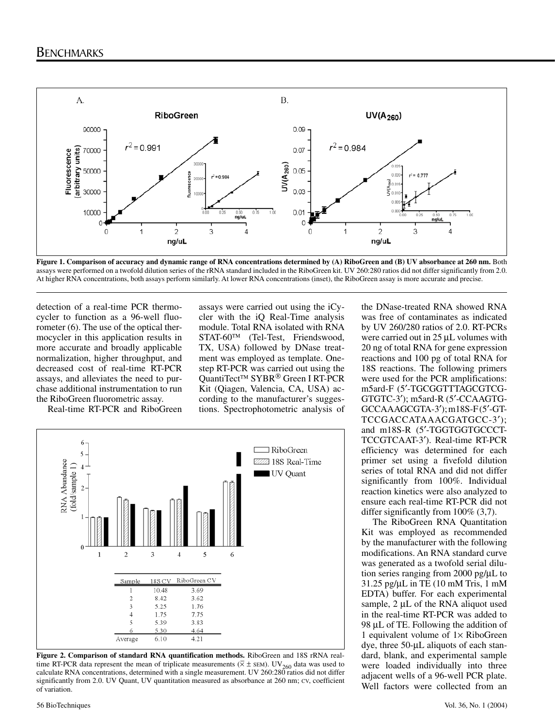**Figure 1. Comparison of accuracy and dynamic range of RNA concentrations determined by (A) RiboGreen and (B) UV absorbance at 260 nm.** Both assays were performed on a twofold dilution series of the rRNA standard included in the RiboGreen kit. UV 260:280 ratios did not differ significantly from 2.0. At higher RNA concentrations, both assays perform similarly. At lower RNA concentrations (inset), the RiboGreen assay is more accurate and precise.

detection of a real-time PCR thermocycler to function as a 96-well fluorometer (6). The use of the optical thermocycler in this application results in more accurate and broadly applicable normalization, higher throughput, and decreased cost of real-time RT-PCR assays, and alleviates the need to purchase additional instrumentation to run the RiboGreen fluorometric assay.

Real-time RT-PCR and RiboGreen assays were carried out using the iCycler with the iQ Real-Time analysis module. Total RNA isolated with RNA STAT-60™ (Tel-Test, Friendswood, TX, USA) followed by DNase treatment was employed as template. One-step RT-PCR was carried out using the QuantiTect™ SYBR® Green I RT-PCR Kit (Qiagen, Valencia, CA, USA) according to the manufacturer's suggestions. Spectrophotometric analysis of the DNase-treated RNA showed RNA was free of contaminates as indicated by UV 260/280 ratios of 2.0. RT-PCRs were carried out in 25 µL volumes with 20 ng of total RNA for gene expression reactions and 100 pg of total RNA for 18S reactions. The following primers were used for the PCR amplifications: m5ard-F (5′-TGCGGTTTAGCGTCG-GTGTC-3′); m5ard-R (5′-CCAAGTG-GCCAAAGCGTA-3′); m18S-F (5′-GT-TCCGACCATAAACGATGCC-3′); and m18S-R (5′-TGGTGGTGCCCT-TCCGTCAAT-3′). Real-time RT-PCR efficiency was determined for each primer set using a fivefold dilution series of total RNA and did not differ significantly from 100%. Individual reaction kinetics were also analyzed to ensure each real-time RT-PCR did not differ significantly from 100% (3,7).

The RiboGreen RNA Quantitation Kit was employed as recommended by the manufacturer with the following modifications. An RNA standard curve was generated as a twofold serial dilution series ranging from 2000 pg/µL to 31.25 pg/µL in TE (10 mM Tris, 1 mM EDTA) buffer. For each experimental sample, 2 µL of the RNA aliquot used in the real-time RT-PCR was added to 98 µL of TE. Following the addition of 1 equivalent volume of 1× RiboGreen dye, three 50-µL aliquots of each standard, blank, and experimental sample were loaded individually into three adjacent wells of a 96-well PCR plate. Well factors were collected from an

| Sample | 18S CV | RiboGreen CV |
|---|---|---|
| 1 | 10.48 | 3.69 |
| 2 | 8.42 | 3.62 |
| 3 | 5.25 | 1.76 |
| 4 | 1.75 | 7.75 |
| 5 | 5.39 | 3.83 |
| 6 | 5.30 | 4.64 |
| Average | 6.10 | 4.21 |

**Figure 2. Comparison of standard RNA quantification methods.** RiboGreen and 18S rRNA real-time RT-PCR data represent the mean of triplicate measurements ($\bar{x} \pm$ SEM). $UV_{260}$ data was used to calculate RNA concentrations, determined with a single measurement. UV 260:280 ratios did not differ significantly from 2.0. UV Quant, UV quantitation measured as absorbance at 260 nm; CV, coefficient of variation.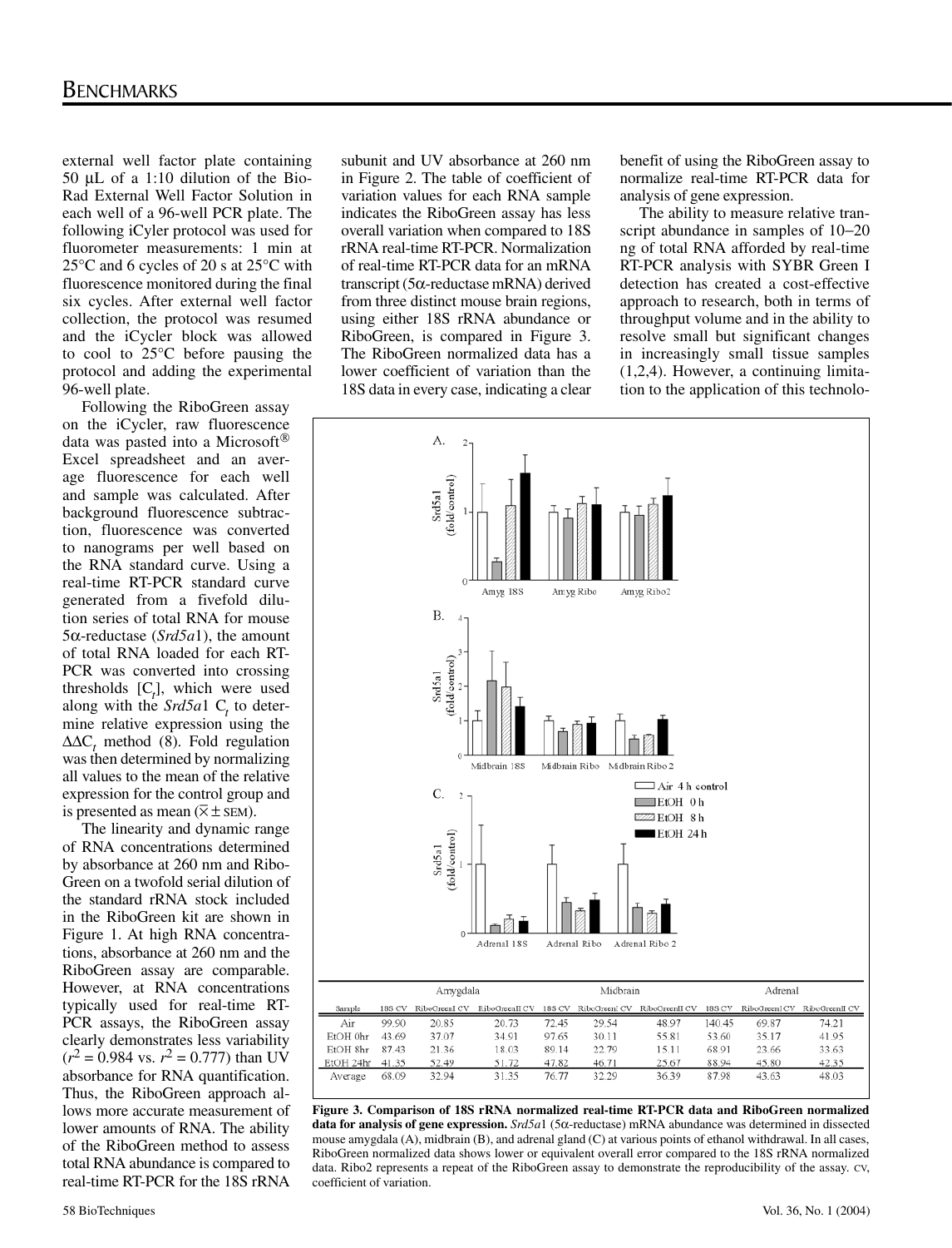external well factor plate containing 50 µL of a 1:10 dilution of the Bio-Rad External Well Factor Solution in each well of a 96-well PCR plate. The following iCyler protocol was used for fluorometer measurements: 1 min at 25°C and 6 cycles of 20 s at 25°C with fluorescence monitored during the final six cycles. After external well factor collection, the protocol was resumed and the iCycler block was allowed to cool to 25°C before pausing the protocol and adding the experimental 96-well plate.

Following the RiboGreen assay on the iCycler, raw fluorescence data was pasted into a Microsoft® Excel spreadsheet and an average fluorescence for each well and sample was calculated. After background fluorescence subtraction, fluorescence was converted to nanograms per well based on the RNA standard curve. Using a real-time RT-PCR standard curve generated from a fivefold dilution series of total RNA for mouse 5α-reductase (*Srd5a1*), the amount of total RNA loaded for each RT-PCR was converted into crossing thresholds [$C_t$], which were used along with the *Srd5a1* $C_t$ to determine relative expression using the $\Delta\Delta C_t$ method (8). Fold regulation was then determined by normalizing all values to the mean of the relative expression for the control group and is presented as mean ($\bar{x} \pm$ SEM).

The linearity and dynamic range of RNA concentrations determined by absorbance at 260 nm and RiboGreen on a twofold serial dilution of the standard rRNA stock included in the RiboGreen kit are shown in Figure 1. At high RNA concentrations, absorbance at 260 nm and the RiboGreen assay are comparable. However, at RNA concentrations typically used for real-time RT-PCR assays, the RiboGreen assay clearly demonstrates less variability ($r^2 = 0.984$ vs. $r^2 = 0.777$) than UV absorbance for RNA quantification. Thus, the RiboGreen approach allows more accurate measurement of lower amounts of RNA. The ability of the RiboGreen method to assess total RNA abundance is compared to real-time RT-PCR for the 18S rRNA subunit and UV absorbance at 260 nm in Figure 2. The table of coefficient of variation values for each RNA sample indicates the RiboGreen assay has less overall variation when compared to 18S rRNA real-time RT-PCR. Normalization of real-time RT-PCR data for an mRNA transcript (5α-reductase mRNA) derived from three distinct mouse brain regions, using either 18S rRNA abundance or RiboGreen, is compared in Figure 3. The RiboGreen normalized data has a lower coefficient of variation than the 18S data in every case, indicating a clear benefit of using the RiboGreen assay to normalize real-time RT-PCR data for analysis of gene expression.

The ability to measure relative transcript abundance in samples of 10–20 ng of total RNA afforded by real-time RT-PCR analysis with SYBR Green I detection has created a cost-effective approach to research, both in terms of throughput volume and in the ability to resolve small but significant changes in increasingly small tissue samples (1,2,4). However, a continuing limitation to the application of this technolo-

| | Amygdala | | | Midbrain | | | Adrenal | | |
|---|---|---|---|---|---|---|---|---|---|
| Sample | 18S CV | RiboGreenI CV | RiboGreenII CV | 18S CV | RiboGreenI CV | RiboGreenII CV | 18S CV | RiboGreenI CV | RiboGreenII CV |
| Air | 99.90 | 20.85 | 20.73 | 72.45 | 29.54 | 48.97 | 140.45 | 69.87 | 74.21 |
| EtOH 0hr | 43.69 | 37.07 | 34.91 | 97.65 | 30.11 | 55.81 | 53.60 | 35.17 | 41.95 |
| EtOH 8hr | 87.43 | 21.36 | 18.03 | 89.14 | 22.79 | 15.11 | 68.91 | 23.66 | 33.63 |
| EtOH 24hr | 41.35 | 52.49 | 51.72 | 47.82 | 46.71 | 25.67 | 88.94 | 45.80 | 42.35 |
| Average | 68.09 | 32.94 | 31.35 | 76.77 | 32.29 | 36.39 | 87.98 | 43.63 | 48.03 |

**Figure 3. Comparison of 18S rRNA normalized real-time RT-PCR data and RiboGreen normalized data for analysis of gene expression.** *Srd5a1* (5α-reductase) mRNA abundance was determined in dissected mouse amygdala (A), midbrain (B), and adrenal gland (C) at various points of ethanol withdrawal. In all cases, RiboGreen normalized data shows lower or equivalent overall error compared to the 18S rRNA normalized data. Ribo2 represents a repeat of the RiboGreen assay to demonstrate the reproducibility of the assay. CV, coefficient of variation.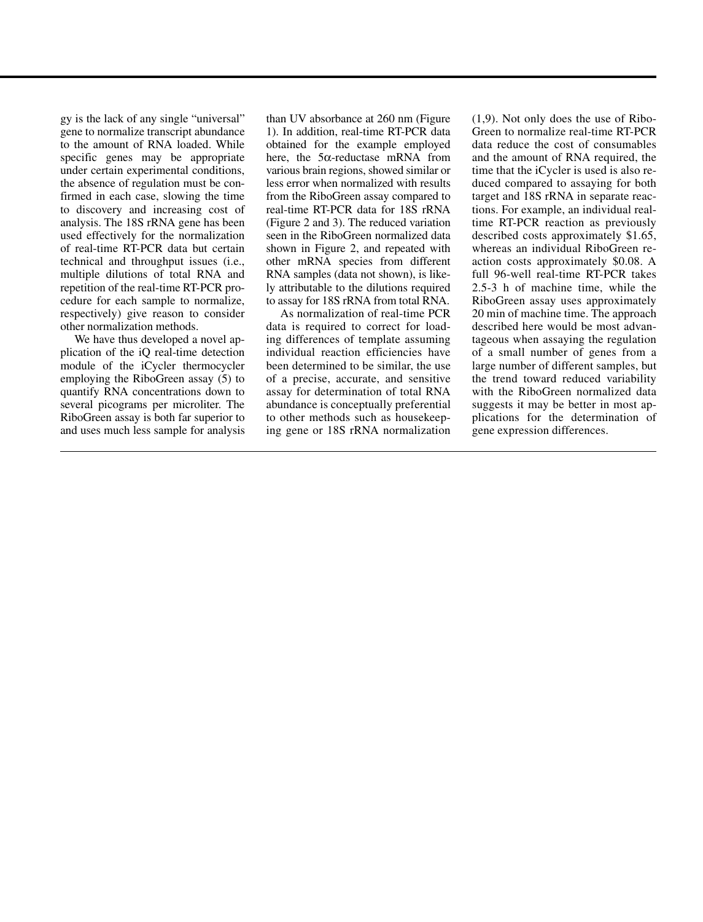gy is the lack of any single "universal" gene to normalize transcript abundance to the amount of RNA loaded. While specific genes may be appropriate under certain experimental conditions, the absence of regulation must be confirmed in each case, slowing the time to discovery and increasing cost of analysis. The 18S rRNA gene has been used effectively for the normalization of real-time RT-PCR data but certain technical and throughput issues (i.e., multiple dilutions of total RNA and repetition of the real-time RT-PCR procedure for each sample to normalize, respectively) give reason to consider other normalization methods.

We have thus developed a novel application of the iQ real-time detection module of the iCycler thermocycler employing the RiboGreen assay (5) to quantify RNA concentrations down to several picograms per microliter. The RiboGreen assay is both far superior to and uses much less sample for analysis than UV absorbance at 260 nm (Figure 1). In addition, real-time RT-PCR data obtained for the example employed here, the 5α-reductase mRNA from various brain regions, showed similar or less error when normalized with results from the RiboGreen assay compared to real-time RT-PCR data for 18S rRNA (Figure 2 and 3). The reduced variation seen in the RiboGreen normalized data shown in Figure 2, and repeated with other mRNA species from different RNA samples (data not shown), is likely attributable to the dilutions required to assay for 18S rRNA from total RNA.

As normalization of real-time PCR data is required to correct for loading differences of template assuming individual reaction efficiencies have been determined to be similar, the use of a precise, accurate, and sensitive assay for determination of total RNA abundance is conceptually preferential to other methods such as housekeeping gene or 18S rRNA normalization (1,9). Not only does the use of RiboGreen to normalize real-time RT-PCR data reduce the cost of consumables and the amount of RNA required, the time that the iCycler is used is also reduced compared to assaying for both target and 18S rRNA in separate reactions. For example, an individual real-time RT-PCR reaction as previously described costs approximately $1.65, whereas an individual RiboGreen reaction costs approximately $0.08. A full 96-well real-time RT-PCR takes 2.5-3 h of machine time, while the RiboGreen assay uses approximately 20 min of machine time. The approach described here would be most advantageous when assaying the regulation of a small number of genes from a large number of different samples, but the trend toward reduced variability with the RiboGreen normalized data suggests it may be better in most applications for the determination of gene expression differences.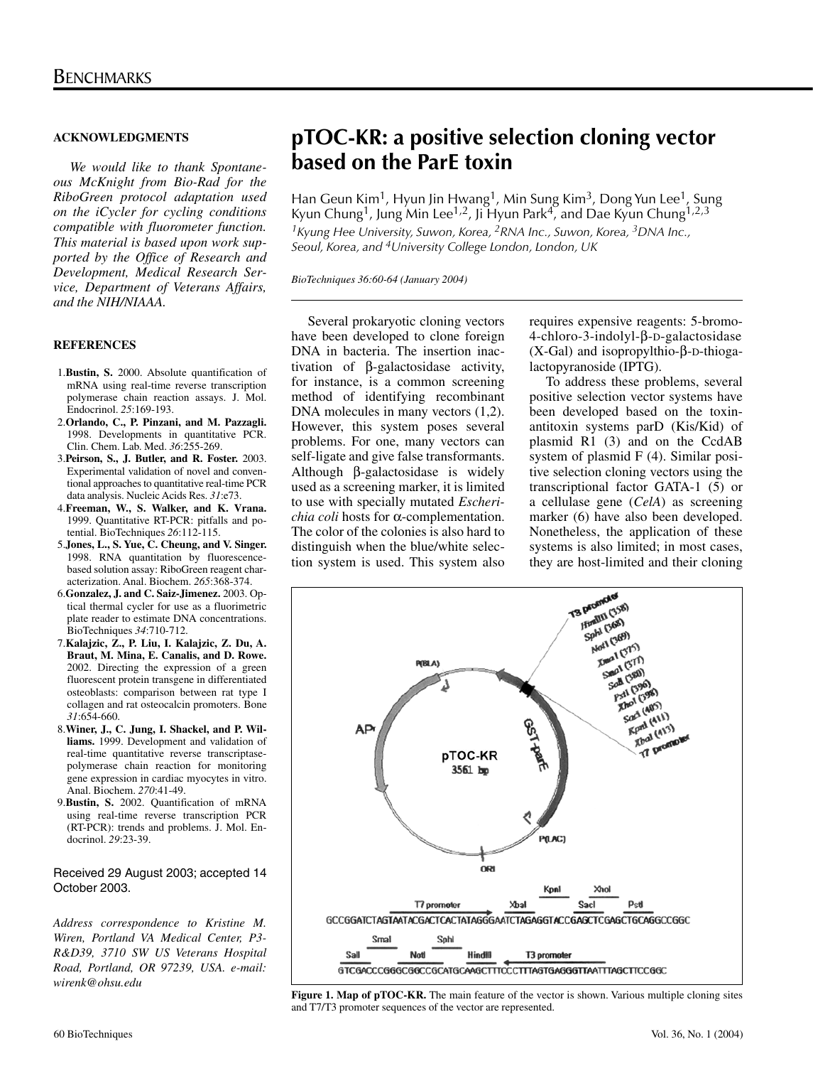## ACKNOWLEDGMENTS

*We would like to thank Spontaneous McKnight from Bio-Rad for the RiboGreen protocol adaptation used on the iCycler for cycling conditions compatible with fluorometer function. This material is based upon work supported by the Office of Research and Development, Medical Research Service, Department of Veterans Affairs, and the NIH/NIAAA.*

## REFERENCES

1. **Bustin, S.** 2000. Absolute quantification of mRNA using real-time reverse transcription polymerase chain reaction assays. J. Mol. Endocrinol. *25*:169-193.
2. **Orlando, C., P. Pinzani, and M. Pazzagli.** 1998. Developments in quantitative PCR. Clin. Chem. Lab. Med. *36*:255-269.
3. **Peirson, S., J. Butler, and R. Foster.** 2003. Experimental validation of novel and conventional approaches to quantitative real-time PCR data analysis. Nucleic Acids Res. *31*:e73.
4. **Freeman, W., S. Walker, and K. Vrana.** 1999. Quantitative RT-PCR: pitfalls and potential. BioTechniques *26*:112-115.
5. **Jones, L., S. Yue, C. Cheung, and V. Singer.** 1998. RNA quantitation by fluorescence-based solution assay: RiboGreen reagent characterization. Anal. Biochem. *265*:368-374.
6. **Gonzalez, J. and C. Saiz-Jimenez.** 2003. Optical thermal cycler for use as a fluorimetric plate reader to estimate DNA concentrations. BioTechniques *34*:710-712.
7. **Kalajzic, Z., P. Liu, I. Kalajzic, Z. Du, A. Braut, M. Mina, E. Canalis, and D. Rowe.** 2002. Directing the expression of a green fluorescent protein transgene in differentiated osteoblasts: comparison between rat type I collagen and rat osteocalcin promoters. Bone *31*:654-660.
8. **Winer, J., C. Jung, I. Shackel, and P. Williams.** 1999. Development and validation of real-time quantitative reverse transcriptase-polymerase chain reaction for monitoring gene expression in cardiac myocytes in vitro. Anal. Biochem. *270*:41-49.
9. **Bustin, S.** 2002. Quantification of mRNA using real-time reverse transcription PCR (RT-PCR): trends and problems. J. Mol. Endocrinol. *29*:23-39.

Received 29 August 2003; accepted 14 October 2003.

*Address correspondence to Kristine M. Wiren, Portland VA Medical Center, P3-R&D39, 3710 SW US Veterans Hospital Road, Portland, OR 97239, USA. e-mail: wirenk@ohsu.edu*

# pTOC-KR: a positive selection cloning vector based on the ParE toxin

Han Geun Kim[1], Hyun Jin Hwang[1], Min Sung Kim[3], Dong Yun Lee[1], Sung Kyun Chung[1], Jung Min Lee[1,2], Ji Hyun Park[4], and Dae Kyun Chung[1,2,3]

*[1]Kyung Hee University, Suwon, Korea, [2]RNA Inc., Suwon, Korea, [3]DNA Inc., Seoul, Korea, and [4]University College London, London, UK*

*BioTechniques 36:60-64 (January 2004)*

Several prokaryotic cloning vectors have been developed to clone foreign DNA in bacteria. The insertion inactivation of β-galactosidase activity, for instance, is a common screening method of identifying recombinant DNA molecules in many vectors (1,2). However, this system poses several problems. For one, many vectors can self-ligate and give false transformants. Although β-galactosidase is widely used as a screening marker, it is limited to use with specially mutated *Escherichia coli* hosts for α-complementation. The color of the colonies is also hard to distinguish when the blue/white selection system is used. This system also requires expensive reagents: 5-bromo-4-chloro-3-indolyl-β-D-galactosidase (X-Gal) and isopropylthio-β-D-thiogalactopyranoside (IPTG).

To address these problems, several positive selection vector systems have been developed based on the toxin-antitoxin systems parD (Kis/Kid) of plasmid R1 (3) and on the CcdAB system of plasmid F (4). Similar positive selection cloning vectors using the transcriptional factor GATA-1 (5) or a cellulase gene (*CelA*) as screening marker (6) have also been developed. Nonetheless, the application of these systems is also limited; in most cases, they are host-limited and their cloning

T3 promoter
HindIII (358)
SphI (368)
NotI (369)
XmaI (375)
SmaI (377)
SalI (380)
PstI (396)
XhoI (398)
SacI (405)
KpnI (411)
XbaI (413)
T7 promoter
P(BLA)
APr
pTOC-KR
3561 bp
GST-parE
P(LAC)
ORI

T7 promoter XbaI KpnI SacI XhoI PstI
GCCGGATCTAGTAATACGACTCACTATAGGGAATCTAGAGGTACCGAGCTCGAGCTGCAGGCCGGC

SalI SmaI NotI SphI HindIII T3 promoter
GTCGACCCGGGCGGCCGCATGCAAGCTTTCCCTTTAGTGAGGGTTAATTTAGCTTCCGGC

**Figure 1. Map of pTOC-KR.** The main feature of the vector is shown. Various multiple cloning sites and T7/T3 promoter sequences of the vector are represented.